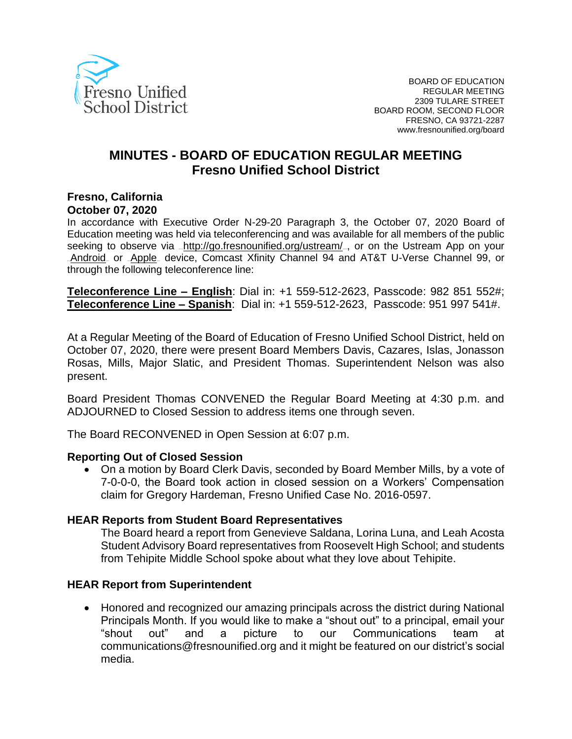Fresno Unified School District

BOARD OF EDUCATION
REGULAR MEETING
2309 TULARE STREET
BOARD ROOM, SECOND FLOOR
FRESNO, CA 93721-2287
www.fresnounified.org/board

# MINUTES - BOARD OF EDUCATION REGULAR MEETING
## Fresno Unified School District

**Fresno, California**
**October 07, 2020**

In accordance with Executive Order N-29-20 Paragraph 3, the October 07, 2020 Board of Education meeting was held via teleconferencing and was available for all members of the public seeking to observe via http://go.fresnounified.org/ustream/, or on the Ustream App on your Android or Apple device, Comcast Xfinity Channel 94 and AT&T U-Verse Channel 99, or through the following teleconference line:

**Teleconference Line – English**: Dial in: +1 559-512-2623, Passcode: 982 851 552#;
**Teleconference Line – Spanish**: Dial in: +1 559-512-2623, Passcode: 951 997 541#.

At a Regular Meeting of the Board of Education of Fresno Unified School District, held on October 07, 2020, there were present Board Members Davis, Cazares, Islas, Jonasson Rosas, Mills, Major Slatic, and President Thomas. Superintendent Nelson was also present.

Board President Thomas CONVENED the Regular Board Meeting at 4:30 p.m. and ADJOURNED to Closed Session to address items one through seven.

The Board RECONVENED in Open Session at 6:07 p.m.

**Reporting Out of Closed Session**

- On a motion by Board Clerk Davis, seconded by Board Member Mills, by a vote of 7-0-0-0, the Board took action in closed session on a Workers' Compensation claim for Gregory Hardeman, Fresno Unified Case No. 2016-0597.

**HEAR Reports from Student Board Representatives**

The Board heard a report from Genevieve Saldana, Lorina Luna, and Leah Acosta Student Advisory Board representatives from Roosevelt High School; and students from Tehipite Middle School spoke about what they love about Tehipite.

**HEAR Report from Superintendent**

- Honored and recognized our amazing principals across the district during National Principals Month. If you would like to make a "shout out" to a principal, email your "shout out" and a picture to our Communications team at communications@fresnounified.org and it might be featured on our district's social media.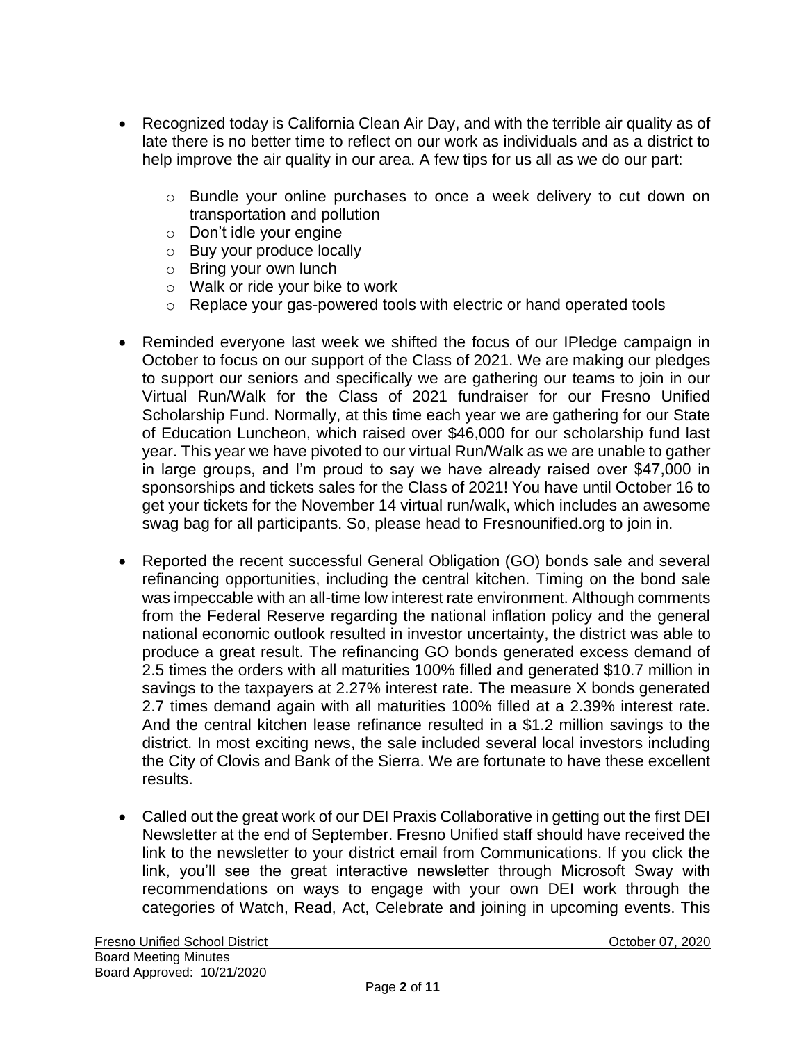- Recognized today is California Clean Air Day, and with the terrible air quality as of late there is no better time to reflect on our work as individuals and as a district to help improve the air quality in our area. A few tips for us all as we do our part:

    - Bundle your online purchases to once a week delivery to cut down on transportation and pollution
    - Don't idle your engine
    - Buy your produce locally
    - Bring your own lunch
    - Walk or ride your bike to work
    - Replace your gas-powered tools with electric or hand operated tools

- Reminded everyone last week we shifted the focus of our IPledge campaign in October to focus on our support of the Class of 2021. We are making our pledges to support our seniors and specifically we are gathering our teams to join in our Virtual Run/Walk for the Class of 2021 fundraiser for our Fresno Unified Scholarship Fund. Normally, at this time each year we are gathering for our State of Education Luncheon, which raised over $46,000 for our scholarship fund last year. This year we have pivoted to our virtual Run/Walk as we are unable to gather in large groups, and I'm proud to say we have already raised over $47,000 in sponsorships and tickets sales for the Class of 2021! You have until October 16 to get your tickets for the November 14 virtual run/walk, which includes an awesome swag bag for all participants. So, please head to Fresnounified.org to join in.

- Reported the recent successful General Obligation (GO) bonds sale and several refinancing opportunities, including the central kitchen. Timing on the bond sale was impeccable with an all-time low interest rate environment. Although comments from the Federal Reserve regarding the national inflation policy and the general national economic outlook resulted in investor uncertainty, the district was able to produce a great result. The refinancing GO bonds generated excess demand of 2.5 times the orders with all maturities 100% filled and generated $10.7 million in savings to the taxpayers at 2.27% interest rate. The measure X bonds generated 2.7 times demand again with all maturities 100% filled at a 2.39% interest rate. And the central kitchen lease refinance resulted in a $1.2 million savings to the district. In most exciting news, the sale included several local investors including the City of Clovis and Bank of the Sierra. We are fortunate to have these excellent results.

- Called out the great work of our DEI Praxis Collaborative in getting out the first DEI Newsletter at the end of September. Fresno Unified staff should have received the link to the newsletter to your district email from Communications. If you click the link, you'll see the great interactive newsletter through Microsoft Sway with recommendations on ways to engage with your own DEI work through the categories of Watch, Read, Act, Celebrate and joining in upcoming events. This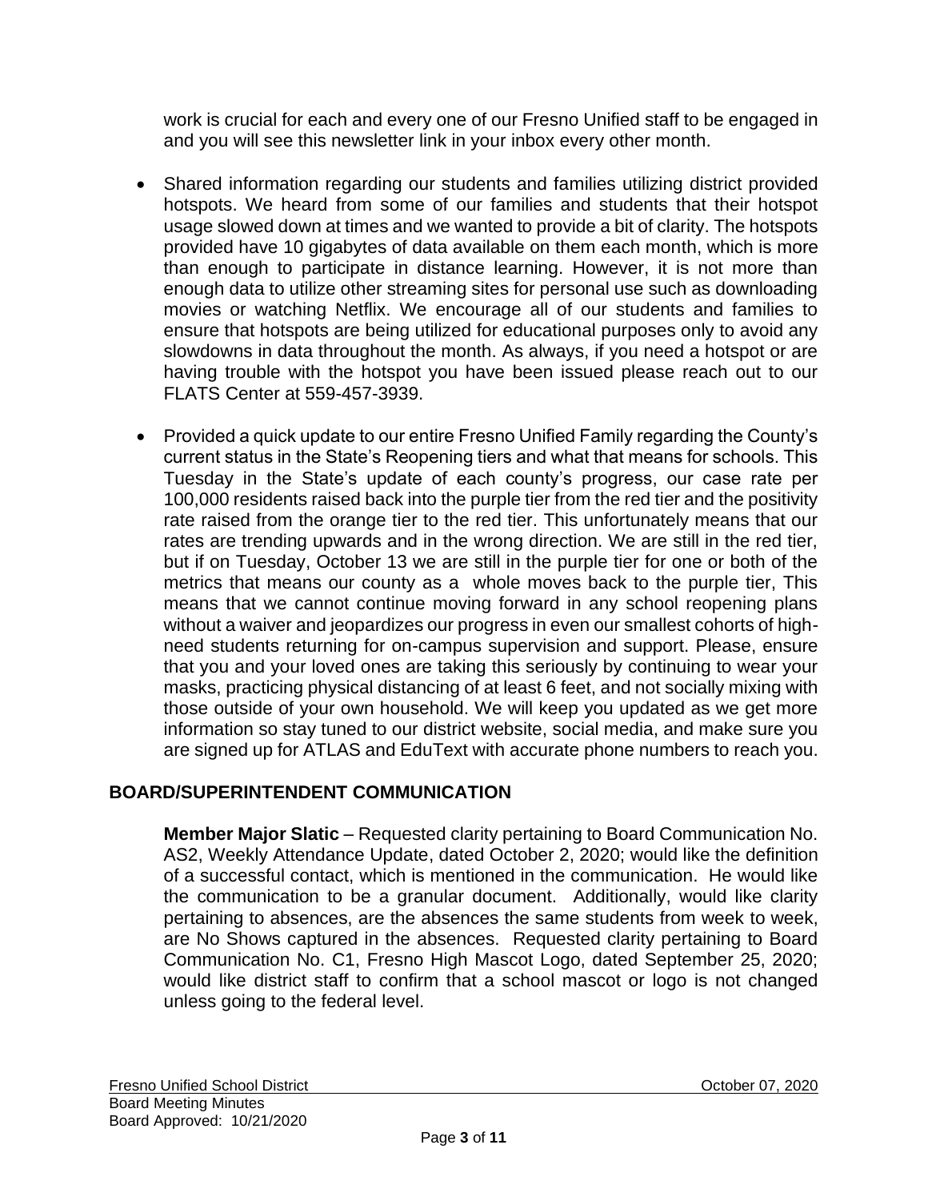work is crucial for each and every one of our Fresno Unified staff to be engaged in and you will see this newsletter link in your inbox every other month.

- Shared information regarding our students and families utilizing district provided hotspots. We heard from some of our families and students that their hotspot usage slowed down at times and we wanted to provide a bit of clarity. The hotspots provided have 10 gigabytes of data available on them each month, which is more than enough to participate in distance learning. However, it is not more than enough data to utilize other streaming sites for personal use such as downloading movies or watching Netflix. We encourage all of our students and families to ensure that hotspots are being utilized for educational purposes only to avoid any slowdowns in data throughout the month. As always, if you need a hotspot or are having trouble with the hotspot you have been issued please reach out to our FLATS Center at 559-457-3939.

- Provided a quick update to our entire Fresno Unified Family regarding the County's current status in the State's Reopening tiers and what that means for schools. This Tuesday in the State's update of each county's progress, our case rate per 100,000 residents raised back into the purple tier from the red tier and the positivity rate raised from the orange tier to the red tier. This unfortunately means that our rates are trending upwards and in the wrong direction. We are still in the red tier, but if on Tuesday, October 13 we are still in the purple tier for one or both of the metrics that means our county as a whole moves back to the purple tier, This means that we cannot continue moving forward in any school reopening plans without a waiver and jeopardizes our progress in even our smallest cohorts of high-need students returning for on-campus supervision and support. Please, ensure that you and your loved ones are taking this seriously by continuing to wear your masks, practicing physical distancing of at least 6 feet, and not socially mixing with those outside of your own household. We will keep you updated as we get more information so stay tuned to our district website, social media, and make sure you are signed up for ATLAS and EduText with accurate phone numbers to reach you.

## BOARD/SUPERINTENDENT COMMUNICATION

**Member Major Slatic** – Requested clarity pertaining to Board Communication No. AS2, Weekly Attendance Update, dated October 2, 2020; would like the definition of a successful contact, which is mentioned in the communication. He would like the communication to be a granular document. Additionally, would like clarity pertaining to absences, are the absences the same students from week to week, are No Shows captured in the absences. Requested clarity pertaining to Board Communication No. C1, Fresno High Mascot Logo, dated September 25, 2020; would like district staff to confirm that a school mascot or logo is not changed unless going to the federal level.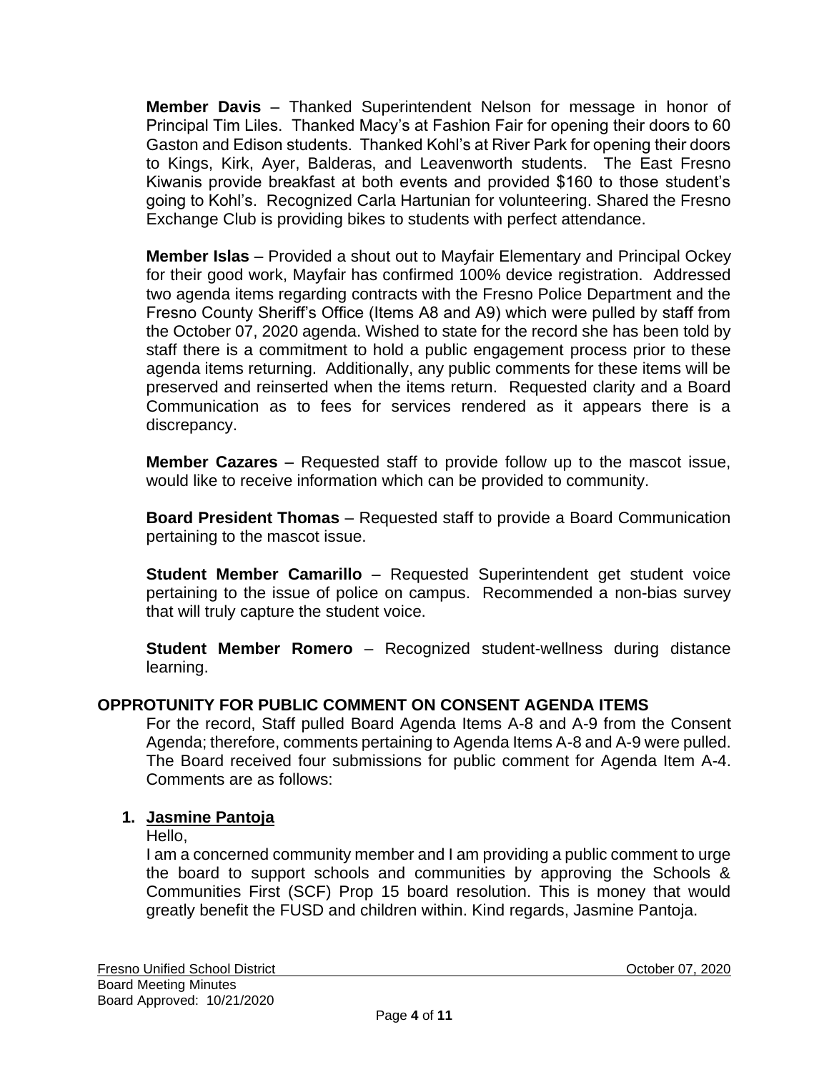**Member Davis** – Thanked Superintendent Nelson for message in honor of Principal Tim Liles. Thanked Macy's at Fashion Fair for opening their doors to 60 Gaston and Edison students. Thanked Kohl's at River Park for opening their doors to Kings, Kirk, Ayer, Balderas, and Leavenworth students. The East Fresno Kiwanis provide breakfast at both events and provided $160 to those student's going to Kohl's. Recognized Carla Hartunian for volunteering. Shared the Fresno Exchange Club is providing bikes to students with perfect attendance.

**Member Islas** – Provided a shout out to Mayfair Elementary and Principal Ockey for their good work, Mayfair has confirmed 100% device registration. Addressed two agenda items regarding contracts with the Fresno Police Department and the Fresno County Sheriff's Office (Items A8 and A9) which were pulled by staff from the October 07, 2020 agenda. Wished to state for the record she has been told by staff there is a commitment to hold a public engagement process prior to these agenda items returning. Additionally, any public comments for these items will be preserved and reinserted when the items return. Requested clarity and a Board Communication as to fees for services rendered as it appears there is a discrepancy.

**Member Cazares** – Requested staff to provide follow up to the mascot issue, would like to receive information which can be provided to community.

**Board President Thomas** – Requested staff to provide a Board Communication pertaining to the mascot issue.

**Student Member Camarillo** – Requested Superintendent get student voice pertaining to the issue of police on campus. Recommended a non-bias survey that will truly capture the student voice.

**Student Member Romero** – Recognized student-wellness during distance learning.

## OPPROTUNITY FOR PUBLIC COMMENT ON CONSENT AGENDA ITEMS

For the record, Staff pulled Board Agenda Items A-8 and A-9 from the Consent Agenda; therefore, comments pertaining to Agenda Items A-8 and A-9 were pulled. The Board received four submissions for public comment for Agenda Item A-4. Comments are as follows:

1. **Jasmine Pantoja**

   Hello,

   I am a concerned community member and I am providing a public comment to urge the board to support schools and communities by approving the Schools & Communities First (SCF) Prop 15 board resolution. This is money that would greatly benefit the FUSD and children within. Kind regards, Jasmine Pantoja.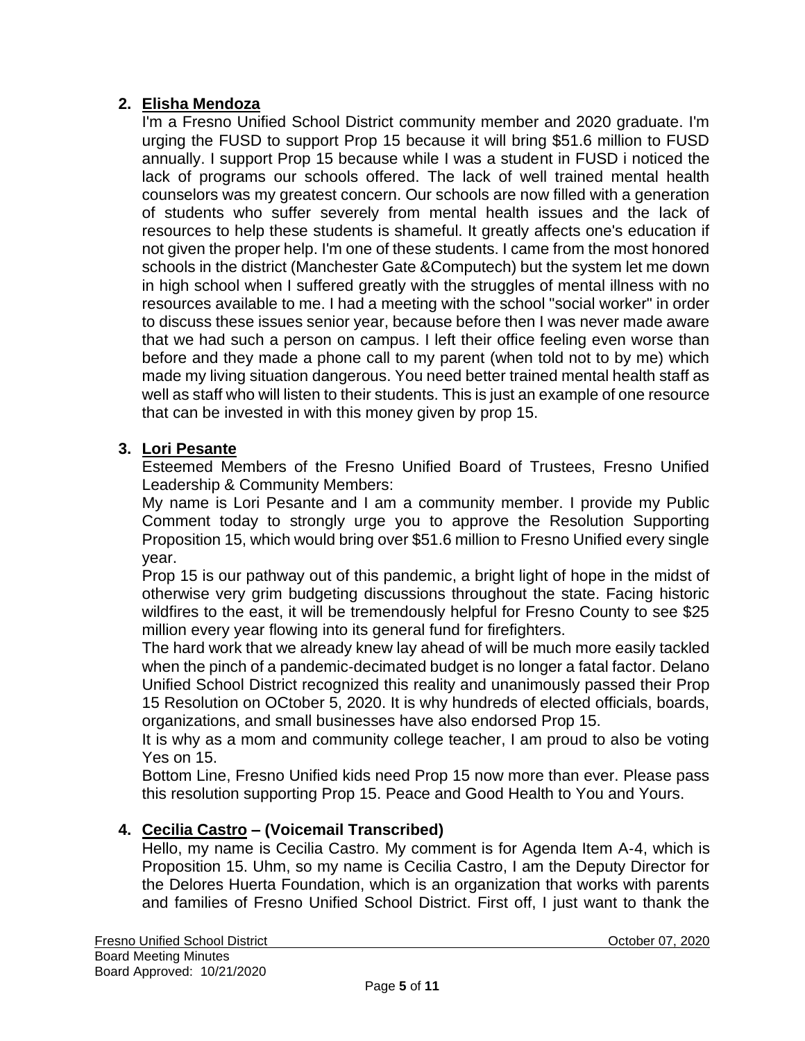2. **<u>Elisha Mendoza</u>**

   I'm a Fresno Unified School District community member and 2020 graduate. I'm urging the FUSD to support Prop 15 because it will bring $51.6 million to FUSD annually. I support Prop 15 because while I was a student in FUSD i noticed the lack of programs our schools offered. The lack of well trained mental health counselors was my greatest concern. Our schools are now filled with a generation of students who suffer severely from mental health issues and the lack of resources to help these students is shameful. It greatly affects one's education if not given the proper help. I'm one of these students. I came from the most honored schools in the district (Manchester Gate &Computech) but the system let me down in high school when I suffered greatly with the struggles of mental illness with no resources available to me. I had a meeting with the school "social worker" in order to discuss these issues senior year, because before then I was never made aware that we had such a person on campus. I left their office feeling even worse than before and they made a phone call to my parent (when told not to by me) which made my living situation dangerous. You need better trained mental health staff as well as staff who will listen to their students. This is just an example of one resource that can be invested in with this money given by prop 15.

3. **<u>Lori Pesante</u>**

   Esteemed Members of the Fresno Unified Board of Trustees, Fresno Unified Leadership & Community Members:

   My name is Lori Pesante and I am a community member. I provide my Public Comment today to strongly urge you to approve the Resolution Supporting Proposition 15, which would bring over $51.6 million to Fresno Unified every single year.

   Prop 15 is our pathway out of this pandemic, a bright light of hope in the midst of otherwise very grim budgeting discussions throughout the state. Facing historic wildfires to the east, it will be tremendously helpful for Fresno County to see $25 million every year flowing into its general fund for firefighters.

   The hard work that we already knew lay ahead of will be much more easily tackled when the pinch of a pandemic-decimated budget is no longer a fatal factor. Delano Unified School District recognized this reality and unanimously passed their Prop 15 Resolution on OCtober 5, 2020. It is why hundreds of elected officials, boards, organizations, and small businesses have also endorsed Prop 15.

   It is why as a mom and community college teacher, I am proud to also be voting Yes on 15.

   Bottom Line, Fresno Unified kids need Prop 15 now more than ever. Please pass this resolution supporting Prop 15. Peace and Good Health to You and Yours.

4. **<u>Cecilia Castro</u> – (Voicemail Transcribed)**

   Hello, my name is Cecilia Castro. My comment is for Agenda Item A-4, which is Proposition 15. Uhm, so my name is Cecilia Castro, I am the Deputy Director for the Delores Huerta Foundation, which is an organization that works with parents and families of Fresno Unified School District. First off, I just want to thank the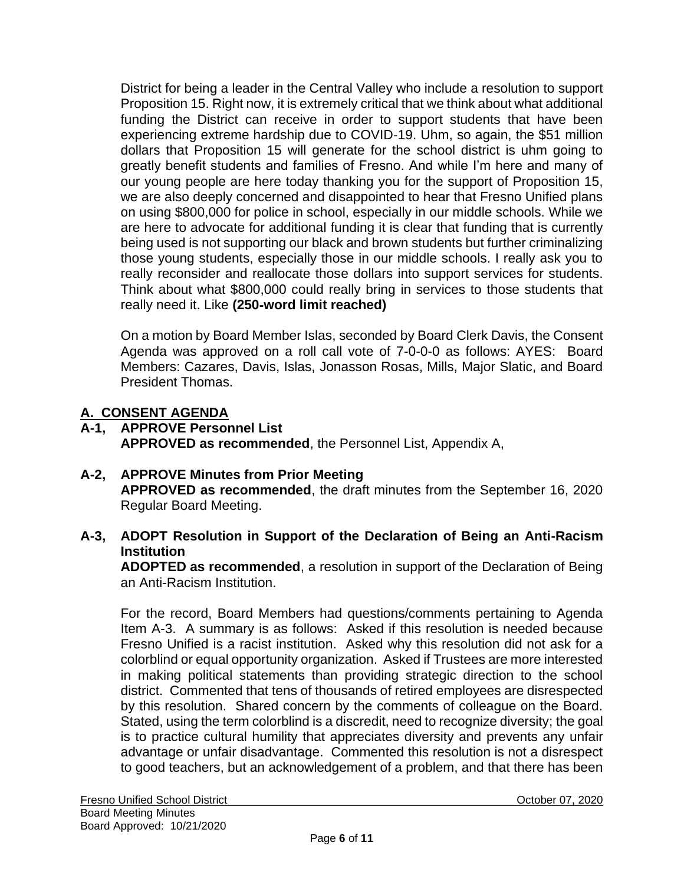District for being a leader in the Central Valley who include a resolution to support Proposition 15. Right now, it is extremely critical that we think about what additional funding the District can receive in order to support students that have been experiencing extreme hardship due to COVID-19. Uhm, so again, the $51 million dollars that Proposition 15 will generate for the school district is uhm going to greatly benefit students and families of Fresno. And while I'm here and many of our young people are here today thanking you for the support of Proposition 15, we are also deeply concerned and disappointed to hear that Fresno Unified plans on using $800,000 for police in school, especially in our middle schools. While we are here to advocate for additional funding it is clear that funding that is currently being used is not supporting our black and brown students but further criminalizing those young students, especially those in our middle schools. I really ask you to really reconsider and reallocate those dollars into support services for students. Think about what $800,000 could really bring in services to those students that really need it. Like **(250-word limit reached)**

On a motion by Board Member Islas, seconded by Board Clerk Davis, the Consent Agenda was approved on a roll call vote of 7-0-0-0 as follows: AYES: Board Members: Cazares, Davis, Islas, Jonasson Rosas, Mills, Major Slatic, and Board President Thomas.

## A. CONSENT AGENDA

**A-1, APPROVE Personnel List**
**APPROVED as recommended**, the Personnel List, Appendix A,

**A-2, APPROVE Minutes from Prior Meeting**
**APPROVED as recommended**, the draft minutes from the September 16, 2020 Regular Board Meeting.

**A-3, ADOPT Resolution in Support of the Declaration of Being an Anti-Racism Institution**
**ADOPTED as recommended**, a resolution in support of the Declaration of Being an Anti-Racism Institution.

For the record, Board Members had questions/comments pertaining to Agenda Item A-3. A summary is as follows: Asked if this resolution is needed because Fresno Unified is a racist institution. Asked why this resolution did not ask for a colorblind or equal opportunity organization. Asked if Trustees are more interested in making political statements than providing strategic direction to the school district. Commented that tens of thousands of retired employees are disrespected by this resolution. Shared concern by the comments of colleague on the Board. Stated, using the term colorblind is a discredit, need to recognize diversity; the goal is to practice cultural humility that appreciates diversity and prevents any unfair advantage or unfair disadvantage. Commented this resolution is not a disrespect to good teachers, but an acknowledgement of a problem, and that there has been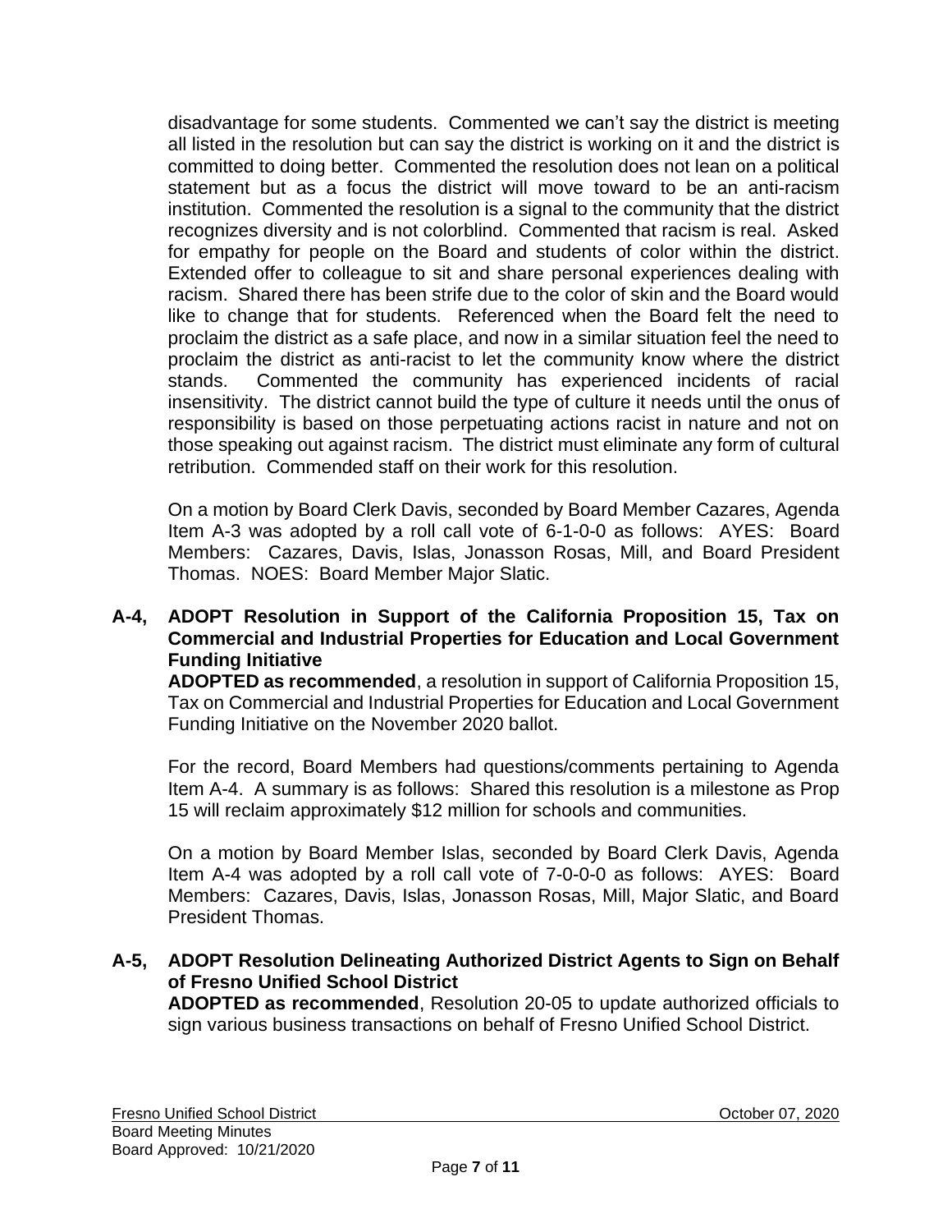disadvantage for some students. Commented we can't say the district is meeting all listed in the resolution but can say the district is working on it and the district is committed to doing better. Commented the resolution does not lean on a political statement but as a focus the district will move toward to be an anti-racism institution. Commented the resolution is a signal to the community that the district recognizes diversity and is not colorblind. Commented that racism is real. Asked for empathy for people on the Board and students of color within the district. Extended offer to colleague to sit and share personal experiences dealing with racism. Shared there has been strife due to the color of skin and the Board would like to change that for students. Referenced when the Board felt the need to proclaim the district as a safe place, and now in a similar situation feel the need to proclaim the district as anti-racist to let the community know where the district stands. Commented the community has experienced incidents of racial insensitivity. The district cannot build the type of culture it needs until the onus of responsibility is based on those perpetuating actions racist in nature and not on those speaking out against racism. The district must eliminate any form of cultural retribution. Commended staff on their work for this resolution.

On a motion by Board Clerk Davis, seconded by Board Member Cazares, Agenda Item A-3 was adopted by a roll call vote of 6-1-0-0 as follows: AYES: Board Members: Cazares, Davis, Islas, Jonasson Rosas, Mill, and Board President Thomas. NOES: Board Member Major Slatic.

**A-4, ADOPT Resolution in Support of the California Proposition 15, Tax on Commercial and Industrial Properties for Education and Local Government Funding Initiative**

**ADOPTED as recommended**, a resolution in support of California Proposition 15, Tax on Commercial and Industrial Properties for Education and Local Government Funding Initiative on the November 2020 ballot.

For the record, Board Members had questions/comments pertaining to Agenda Item A-4. A summary is as follows: Shared this resolution is a milestone as Prop 15 will reclaim approximately $12 million for schools and communities.

On a motion by Board Member Islas, seconded by Board Clerk Davis, Agenda Item A-4 was adopted by a roll call vote of 7-0-0-0 as follows: AYES: Board Members: Cazares, Davis, Islas, Jonasson Rosas, Mill, Major Slatic, and Board President Thomas.

**A-5, ADOPT Resolution Delineating Authorized District Agents to Sign on Behalf of Fresno Unified School District**

**ADOPTED as recommended**, Resolution 20-05 to update authorized officials to sign various business transactions on behalf of Fresno Unified School District.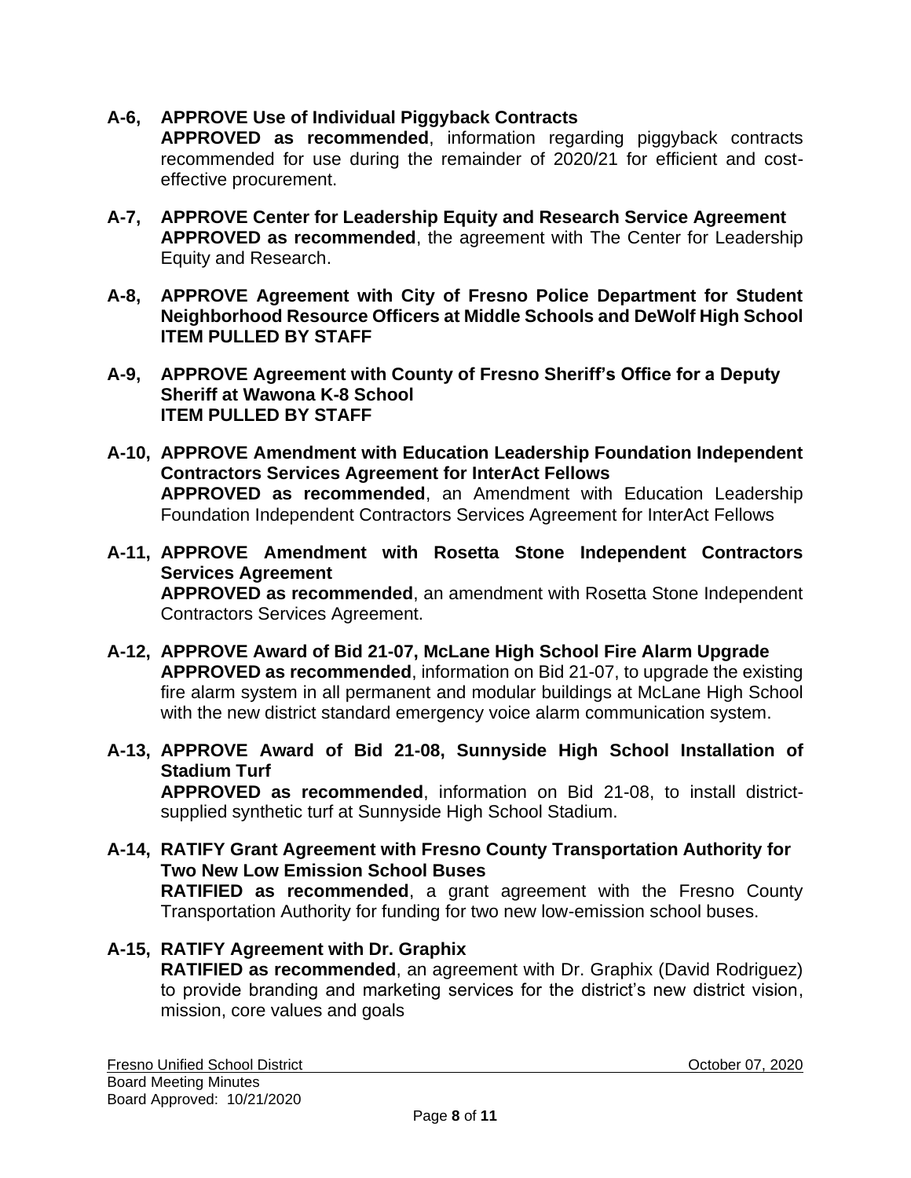**A-6, APPROVE Use of Individual Piggyback Contracts**
**APPROVED as recommended**, information regarding piggyback contracts recommended for use during the remainder of 2020/21 for efficient and cost-effective procurement.

**A-7, APPROVE Center for Leadership Equity and Research Service Agreement**
**APPROVED as recommended**, the agreement with The Center for Leadership Equity and Research.

**A-8, APPROVE Agreement with City of Fresno Police Department for Student Neighborhood Resource Officers at Middle Schools and DeWolf High School**
**ITEM PULLED BY STAFF**

**A-9, APPROVE Agreement with County of Fresno Sheriff's Office for a Deputy Sheriff at Wawona K-8 School**
**ITEM PULLED BY STAFF**

**A-10, APPROVE Amendment with Education Leadership Foundation Independent Contractors Services Agreement for InterAct Fellows**
**APPROVED as recommended**, an Amendment with Education Leadership Foundation Independent Contractors Services Agreement for InterAct Fellows

**A-11, APPROVE Amendment with Rosetta Stone Independent Contractors Services Agreement**
**APPROVED as recommended**, an amendment with Rosetta Stone Independent Contractors Services Agreement.

**A-12, APPROVE Award of Bid 21-07, McLane High School Fire Alarm Upgrade**
**APPROVED as recommended**, information on Bid 21-07, to upgrade the existing fire alarm system in all permanent and modular buildings at McLane High School with the new district standard emergency voice alarm communication system.

**A-13, APPROVE Award of Bid 21-08, Sunnyside High School Installation of Stadium Turf**
**APPROVED as recommended**, information on Bid 21-08, to install district-supplied synthetic turf at Sunnyside High School Stadium.

**A-14, RATIFY Grant Agreement with Fresno County Transportation Authority for Two New Low Emission School Buses**
**RATIFIED as recommended**, a grant agreement with the Fresno County Transportation Authority for funding for two new low-emission school buses.

**A-15, RATIFY Agreement with Dr. Graphix**
**RATIFIED as recommended**, an agreement with Dr. Graphix (David Rodriguez) to provide branding and marketing services for the district's new district vision, mission, core values and goals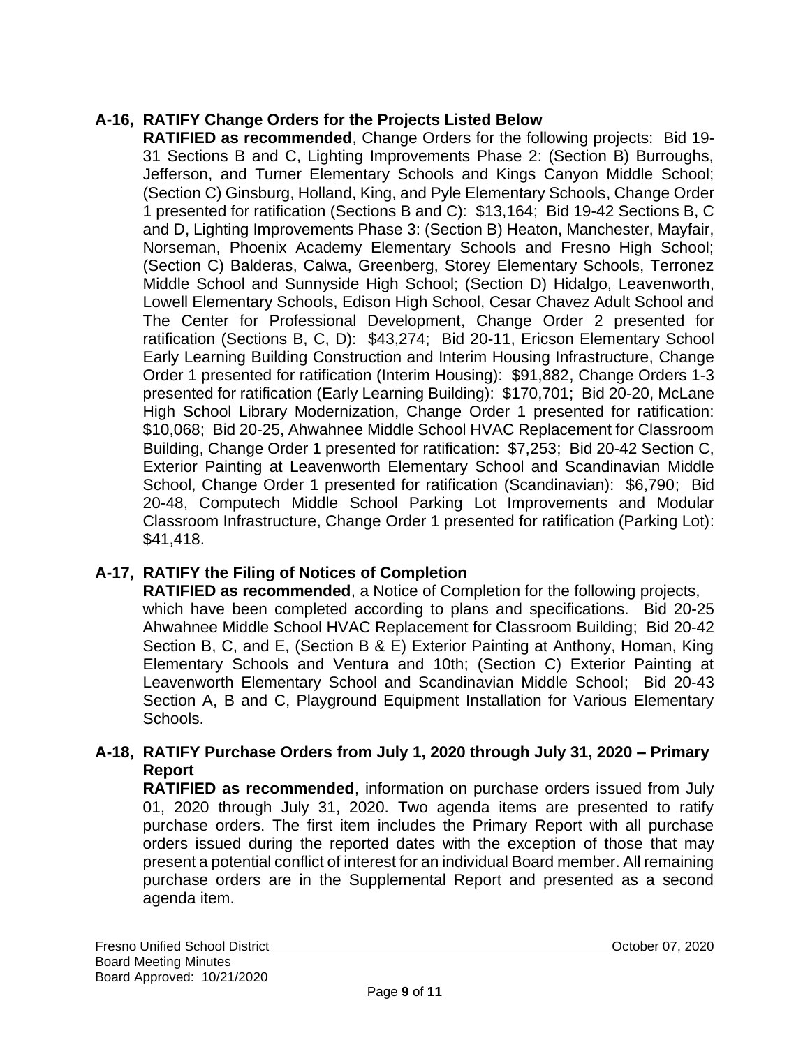**A-16, RATIFY Change Orders for the Projects Listed Below**

**RATIFIED as recommended**, Change Orders for the following projects: Bid 19-31 Sections B and C, Lighting Improvements Phase 2: (Section B) Burroughs, Jefferson, and Turner Elementary Schools and Kings Canyon Middle School; (Section C) Ginsburg, Holland, King, and Pyle Elementary Schools, Change Order 1 presented for ratification (Sections B and C): $13,164; Bid 19-42 Sections B, C and D, Lighting Improvements Phase 3: (Section B) Heaton, Manchester, Mayfair, Norseman, Phoenix Academy Elementary Schools and Fresno High School; (Section C) Balderas, Calwa, Greenberg, Storey Elementary Schools, Terronez Middle School and Sunnyside High School; (Section D) Hidalgo, Leavenworth, Lowell Elementary Schools, Edison High School, Cesar Chavez Adult School and The Center for Professional Development, Change Order 2 presented for ratification (Sections B, C, D): $43,274; Bid 20-11, Ericson Elementary School Early Learning Building Construction and Interim Housing Infrastructure, Change Order 1 presented for ratification (Interim Housing): $91,882, Change Orders 1-3 presented for ratification (Early Learning Building): $170,701; Bid 20-20, McLane High School Library Modernization, Change Order 1 presented for ratification: $10,068; Bid 20-25, Ahwahnee Middle School HVAC Replacement for Classroom Building, Change Order 1 presented for ratification: $7,253; Bid 20-42 Section C, Exterior Painting at Leavenworth Elementary School and Scandinavian Middle School, Change Order 1 presented for ratification (Scandinavian): $6,790; Bid 20-48, Computech Middle School Parking Lot Improvements and Modular Classroom Infrastructure, Change Order 1 presented for ratification (Parking Lot): $41,418.

**A-17, RATIFY the Filing of Notices of Completion**

**RATIFIED as recommended**, a Notice of Completion for the following projects, which have been completed according to plans and specifications. Bid 20-25 Ahwahnee Middle School HVAC Replacement for Classroom Building; Bid 20-42 Section B, C, and E, (Section B & E) Exterior Painting at Anthony, Homan, King Elementary Schools and Ventura and 10th; (Section C) Exterior Painting at Leavenworth Elementary School and Scandinavian Middle School; Bid 20-43 Section A, B and C, Playground Equipment Installation for Various Elementary Schools.

**A-18, RATIFY Purchase Orders from July 1, 2020 through July 31, 2020 – Primary Report**

**RATIFIED as recommended**, information on purchase orders issued from July 01, 2020 through July 31, 2020. Two agenda items are presented to ratify purchase orders. The first item includes the Primary Report with all purchase orders issued during the reported dates with the exception of those that may present a potential conflict of interest for an individual Board member. All remaining purchase orders are in the Supplemental Report and presented as a second agenda item.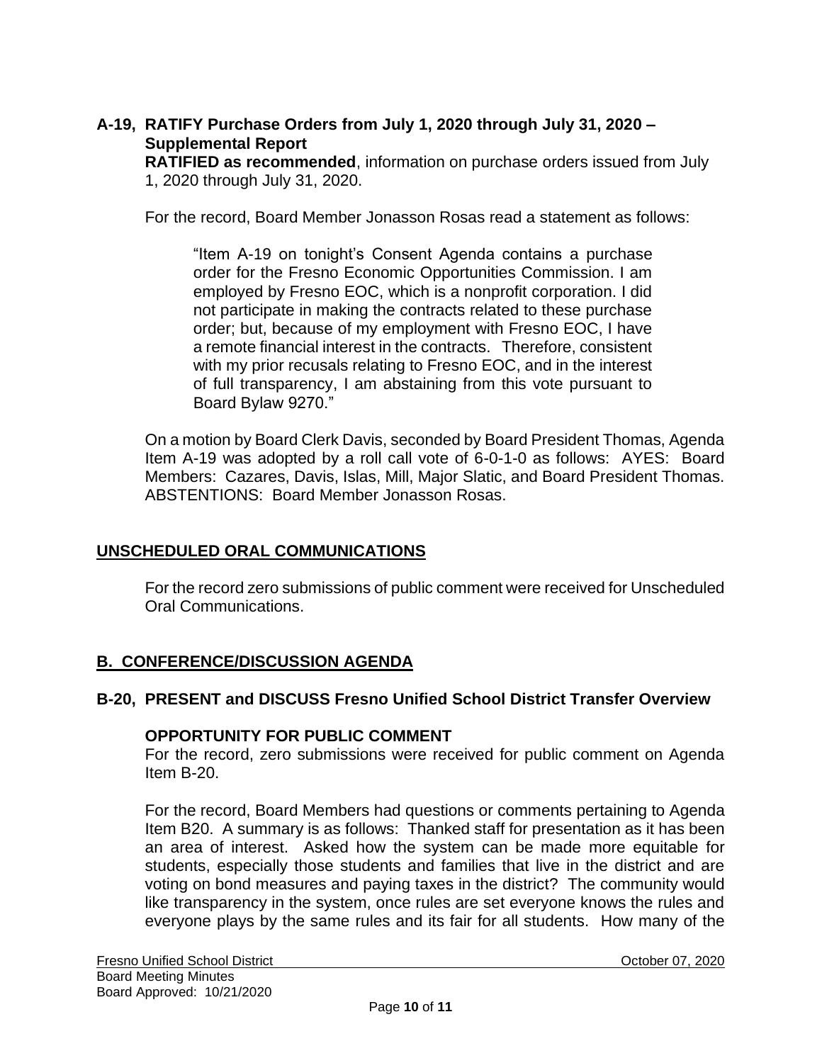**A-19, RATIFY Purchase Orders from July 1, 2020 through July 31, 2020 – Supplemental Report**
**RATIFIED as recommended**, information on purchase orders issued from July 1, 2020 through July 31, 2020.

For the record, Board Member Jonasson Rosas read a statement as follows:

> "Item A-19 on tonight's Consent Agenda contains a purchase order for the Fresno Economic Opportunities Commission. I am employed by Fresno EOC, which is a nonprofit corporation. I did not participate in making the contracts related to these purchase order; but, because of my employment with Fresno EOC, I have a remote financial interest in the contracts. Therefore, consistent with my prior recusals relating to Fresno EOC, and in the interest of full transparency, I am abstaining from this vote pursuant to Board Bylaw 9270."

On a motion by Board Clerk Davis, seconded by Board President Thomas, Agenda Item A-19 was adopted by a roll call vote of 6-0-1-0 as follows: AYES: Board Members: Cazares, Davis, Islas, Mill, Major Slatic, and Board President Thomas. ABSTENTIONS: Board Member Jonasson Rosas.

## UNSCHEDULED ORAL COMMUNICATIONS

For the record zero submissions of public comment were received for Unscheduled Oral Communications.

## B. CONFERENCE/DISCUSSION AGENDA

### B-20, PRESENT and DISCUSS Fresno Unified School District Transfer Overview

**OPPORTUNITY FOR PUBLIC COMMENT**
For the record, zero submissions were received for public comment on Agenda Item B-20.

For the record, Board Members had questions or comments pertaining to Agenda Item B20. A summary is as follows: Thanked staff for presentation as it has been an area of interest. Asked how the system can be made more equitable for students, especially those students and families that live in the district and are voting on bond measures and paying taxes in the district? The community would like transparency in the system, once rules are set everyone knows the rules and everyone plays by the same rules and its fair for all students. How many of the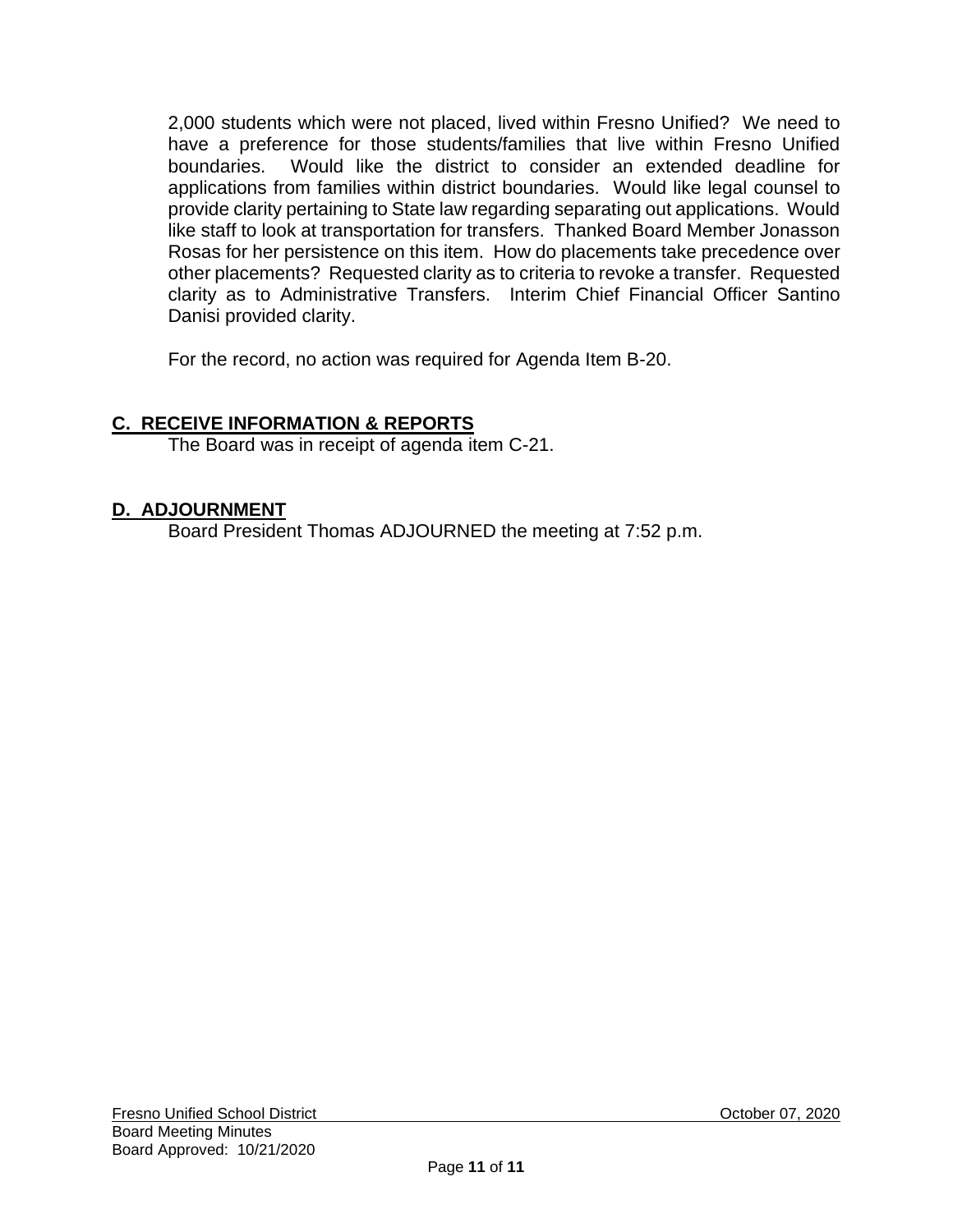2,000 students which were not placed, lived within Fresno Unified? We need to have a preference for those students/families that live within Fresno Unified boundaries. Would like the district to consider an extended deadline for applications from families within district boundaries. Would like legal counsel to provide clarity pertaining to State law regarding separating out applications. Would like staff to look at transportation for transfers. Thanked Board Member Jonasson Rosas for her persistence on this item. How do placements take precedence over other placements? Requested clarity as to criteria to revoke a transfer. Requested clarity as to Administrative Transfers. Interim Chief Financial Officer Santino Danisi provided clarity.

For the record, no action was required for Agenda Item B-20.

## C. RECEIVE INFORMATION & REPORTS

The Board was in receipt of agenda item C-21.

## D. ADJOURNMENT

Board President Thomas ADJOURNED the meeting at 7:52 p.m.